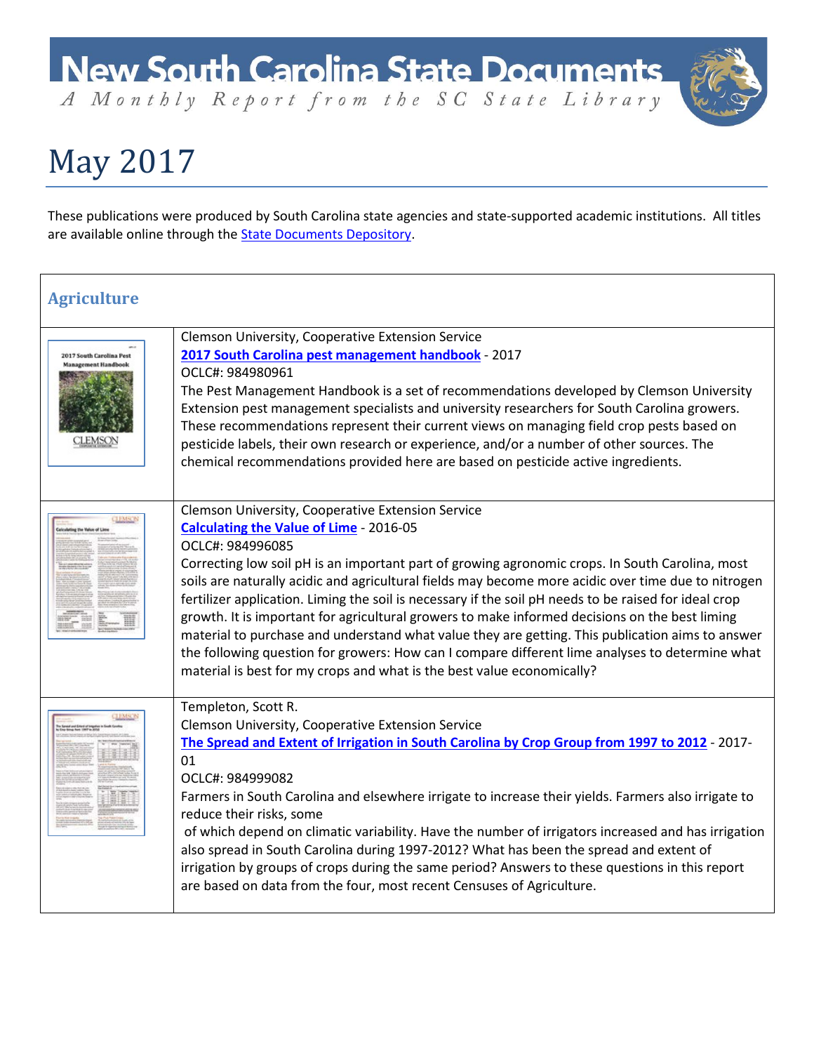# New South Carolina State Documents

*A Monthly Report from the SC State Library*

# May 2017

These publications were produced by South Carolina state agencies and state-supported academic institutions. All titles are available online through the [State Documents Depository](#).

## Agriculture

Clemson University, Cooperative Extension Service
**[2017 South Carolina pest management handbook](#)** - 2017
OCLC#: 984980961
The Pest Management Handbook is a set of recommendations developed by Clemson University Extension pest management specialists and university researchers for South Carolina growers. These recommendations represent their current views on managing field crop pests based on pesticide labels, their own research or experience, and/or a number of other sources. The chemical recommendations provided here are based on pesticide active ingredients.

Clemson University, Cooperative Extension Service
**[Calculating the Value of Lime](#)** - 2016-05
OCLC#: 984996085
Correcting low soil pH is an important part of growing agronomic crops. In South Carolina, most soils are naturally acidic and agricultural fields may become more acidic over time due to nitrogen fertilizer application. Liming the soil is necessary if the soil pH needs to be raised for ideal crop growth. It is important for agricultural growers to make informed decisions on the best liming material to purchase and understand what value they are getting. This publication aims to answer the following question for growers: How can I compare different lime analyses to determine what material is best for my crops and what is the best value economically?

Templeton, Scott R.
Clemson University, Cooperative Extension Service
**[The Spread and Extent of Irrigation in South Carolina by Crop Group from 1997 to 2012](#)** - 2017-01
OCLC#: 984999082
Farmers in South Carolina and elsewhere irrigate to increase their yields. Farmers also irrigate to reduce their risks, some of which depend on climatic variability. Have the number of irrigators increased and has irrigation also spread in South Carolina during 1997-2012? What has been the spread and extent of irrigation by groups of crops during the same period? Answers to these questions in this report are based on data from the four, most recent Censuses of Agriculture.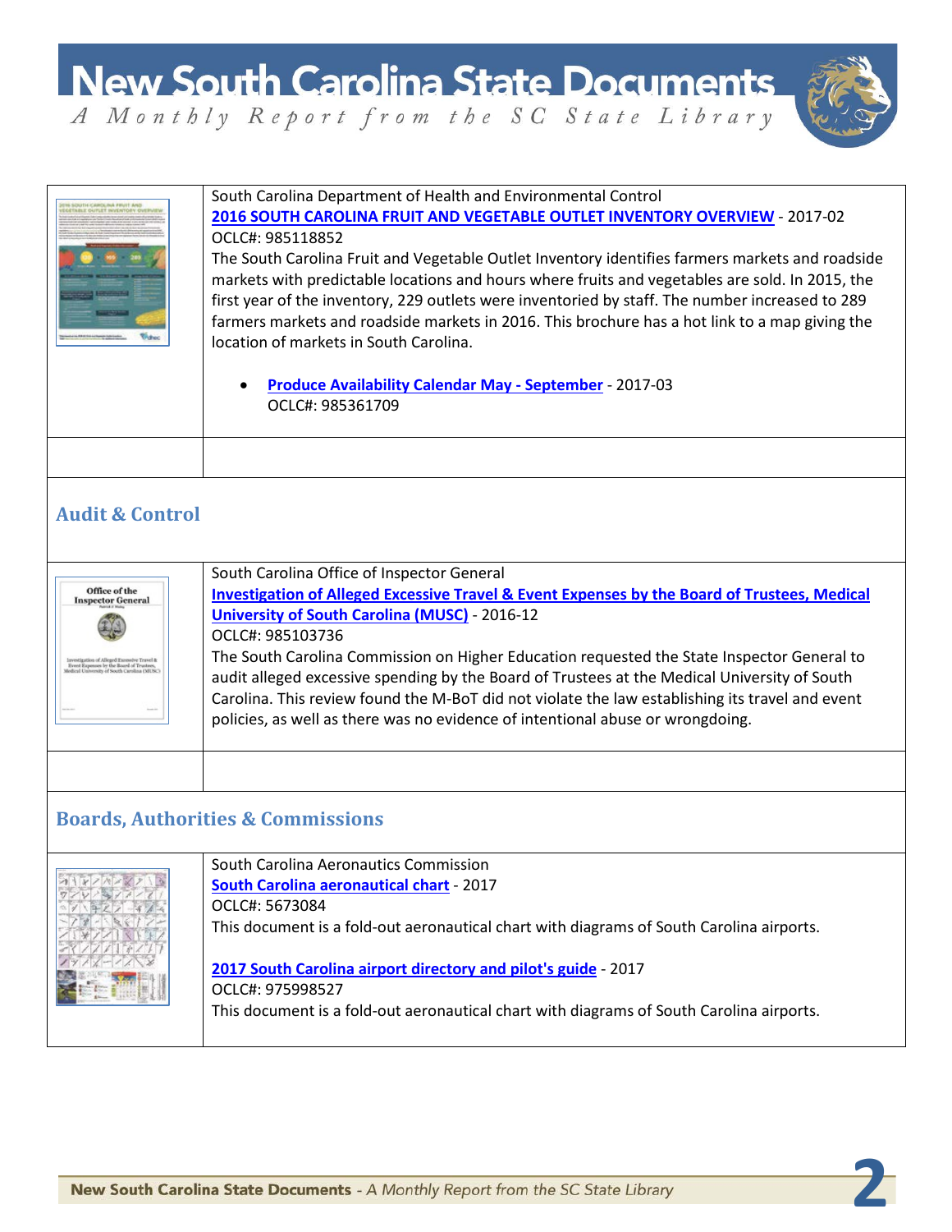South Carolina Department of Health and Environmental Control

**2016 SOUTH CAROLINA FRUIT AND VEGETABLE OUTLET INVENTORY OVERVIEW** - 2017-02

OCLC#: 985118852

The South Carolina Fruit and Vegetable Outlet Inventory identifies farmers markets and roadside markets with predictable locations and hours where fruits and vegetables are sold. In 2015, the first year of the inventory, 229 outlets were inventoried by staff. The number increased to 289 farmers markets and roadside markets in 2016. This brochure has a hot link to a map giving the location of markets in South Carolina.

- **Produce Availability Calendar May - September** - 2017-03
  OCLC#: 985361709

## Audit & Control

South Carolina Office of Inspector General

**Investigation of Alleged Excessive Travel & Event Expenses by the Board of Trustees, Medical University of South Carolina (MUSC)** - 2016-12

OCLC#: 985103736

The South Carolina Commission on Higher Education requested the State Inspector General to audit alleged excessive spending by the Board of Trustees at the Medical University of South Carolina. This review found the M-BoT did not violate the law establishing its travel and event policies, as well as there was no evidence of intentional abuse or wrongdoing.

## Boards, Authorities & Commissions

South Carolina Aeronautics Commission

**South Carolina aeronautical chart** - 2017

OCLC#: 5673084

This document is a fold-out aeronautical chart with diagrams of South Carolina airports.

**2017 South Carolina airport directory and pilot's guide** - 2017

OCLC#: 975998527

This document is a fold-out aeronautical chart with diagrams of South Carolina airports.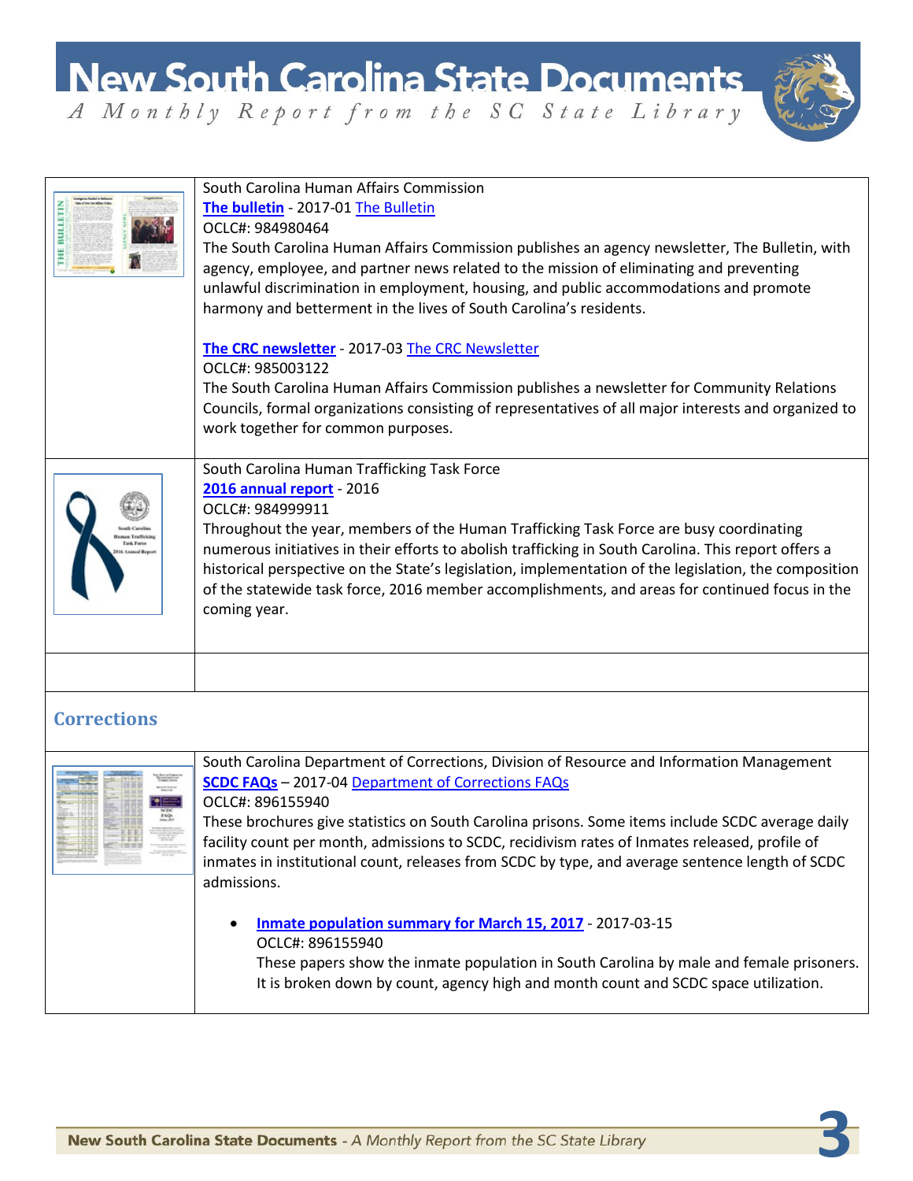South Carolina Human Affairs Commission

**The bulletin** - 2017-01 The Bulletin

OCLC#: 984980464

The South Carolina Human Affairs Commission publishes an agency newsletter, The Bulletin, with agency, employee, and partner news related to the mission of eliminating and preventing unlawful discrimination in employment, housing, and public accommodations and promote harmony and betterment in the lives of South Carolina's residents.

**The CRC newsletter** - 2017-03 The CRC Newsletter

OCLC#: 985003122

The South Carolina Human Affairs Commission publishes a newsletter for Community Relations Councils, formal organizations consisting of representatives of all major interests and organized to work together for common purposes.

South Carolina Human Trafficking Task Force

**2016 annual report** - 2016

OCLC#: 984999911

Throughout the year, members of the Human Trafficking Task Force are busy coordinating numerous initiatives in their efforts to abolish trafficking in South Carolina. This report offers a historical perspective on the State's legislation, implementation of the legislation, the composition of the statewide task force, 2016 member accomplishments, and areas for continued focus in the coming year.

## Corrections

South Carolina Department of Corrections, Division of Resource and Information Management

**SCDC FAQs** – 2017-04 Department of Corrections FAQs

OCLC#: 896155940

These brochures give statistics on South Carolina prisons. Some items include SCDC average daily facility count per month, admissions to SCDC, recidivism rates of Inmates released, profile of inmates in institutional count, releases from SCDC by type, and average sentence length of SCDC admissions.

- **Inmate population summary for March 15, 2017** - 2017-03-15
  OCLC#: 896155940
  These papers show the inmate population in South Carolina by male and female prisoners. It is broken down by count, agency high and month count and SCDC space utilization.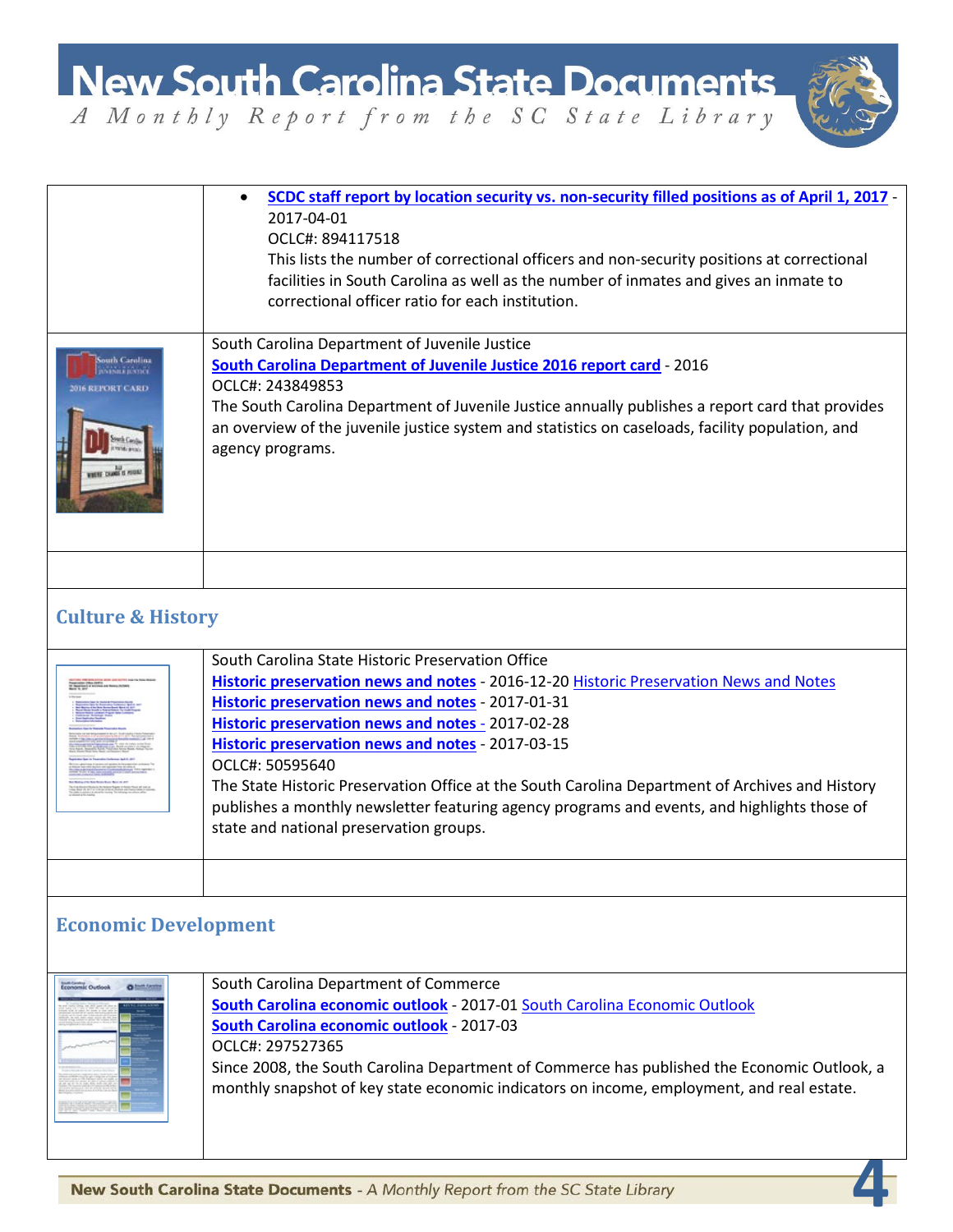- **SCDC staff report by location security vs. non-security filled positions as of April 1, 2017** - 2017-04-01
  OCLC#: 894117518
  This lists the number of correctional officers and non-security positions at correctional facilities in South Carolina as well as the number of inmates and gives an inmate to correctional officer ratio for each institution.

South Carolina Department of Juvenile Justice
**South Carolina Department of Juvenile Justice 2016 report card** - 2016
OCLC#: 243849853
The South Carolina Department of Juvenile Justice annually publishes a report card that provides an overview of the juvenile justice system and statistics on caseloads, facility population, and agency programs.

## Culture & History

South Carolina State Historic Preservation Office
**Historic preservation news and notes** - 2016-12-20 Historic Preservation News and Notes
**Historic preservation news and notes** - 2017-01-31
**Historic preservation news and notes -** 2017-02-28
**Historic preservation news and notes** - 2017-03-15
OCLC#: 50595640
The State Historic Preservation Office at the South Carolina Department of Archives and History publishes a monthly newsletter featuring agency programs and events, and highlights those of state and national preservation groups.

## Economic Development

South Carolina Department of Commerce
**South Carolina economic outlook** - 2017-01 South Carolina Economic Outlook
**South Carolina economic outlook** - 2017-03
OCLC#: 297527365
Since 2008, the South Carolina Department of Commerce has published the Economic Outlook, a monthly snapshot of key state economic indicators on income, employment, and real estate.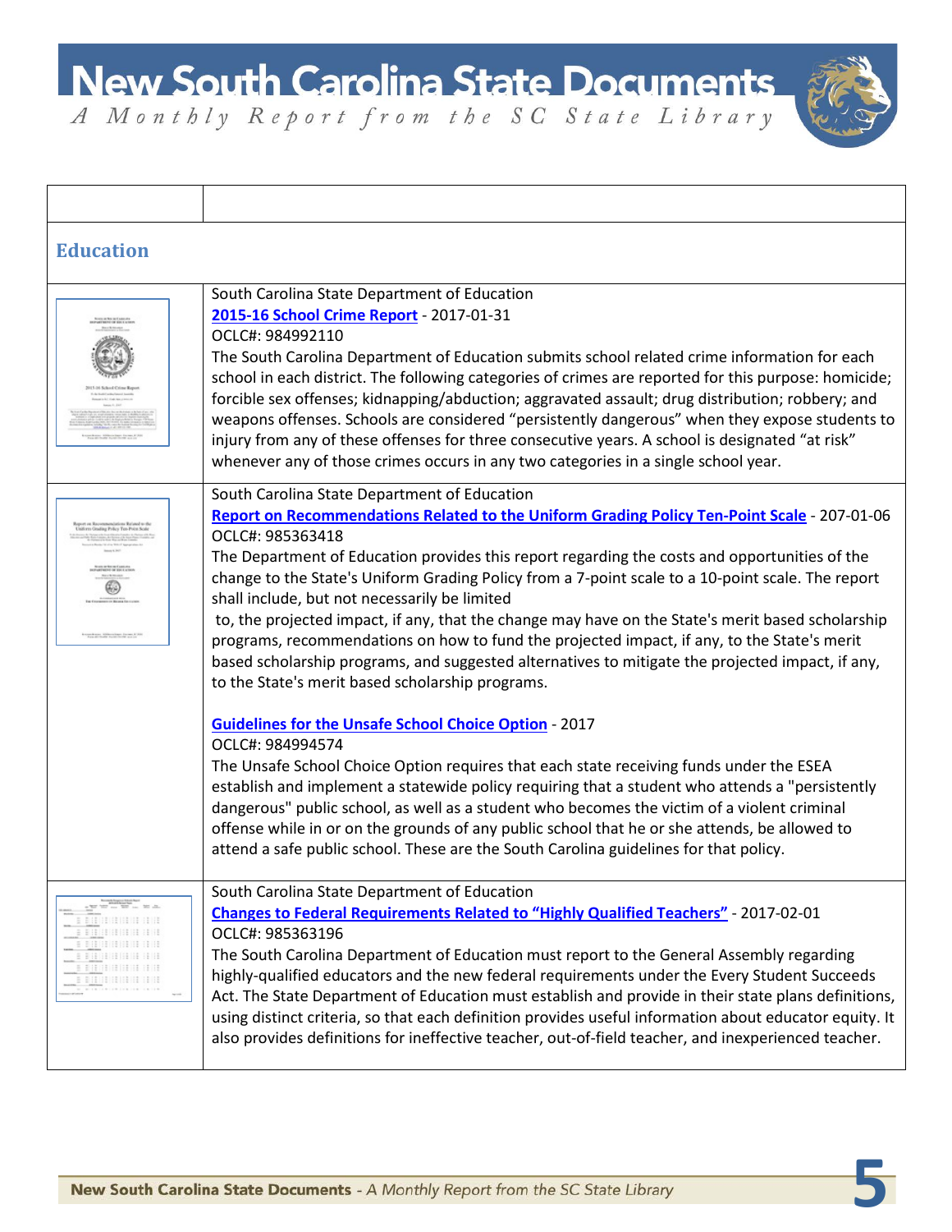## Education

South Carolina State Department of Education
**2015-16 School Crime Report** - 2017-01-31
OCLC#: 984992110
The South Carolina Department of Education submits school related crime information for each school in each district. The following categories of crimes are reported for this purpose: homicide; forcible sex offenses; kidnapping/abduction; aggravated assault; drug distribution; robbery; and weapons offenses. Schools are considered "persistently dangerous" when they expose students to injury from any of these offenses for three consecutive years. A school is designated "at risk" whenever any of those crimes occurs in any two categories in a single school year.

South Carolina State Department of Education
**Report on Recommendations Related to the Uniform Grading Policy Ten-Point Scale** - 207-01-06
OCLC#: 985363418
The Department of Education provides this report regarding the costs and opportunities of the change to the State's Uniform Grading Policy from a 7-point scale to a 10-point scale. The report shall include, but not necessarily be limited to, the projected impact, if any, that the change may have on the State's merit based scholarship programs, recommendations on how to fund the projected impact, if any, to the State's merit based scholarship programs, and suggested alternatives to mitigate the projected impact, if any, to the State's merit based scholarship programs.

**Guidelines for the Unsafe School Choice Option** - 2017
OCLC#: 984994574
The Unsafe School Choice Option requires that each state receiving funds under the ESEA establish and implement a statewide policy requiring that a student who attends a "persistently dangerous" public school, as well as a student who becomes the victim of a violent criminal offense while in or on the grounds of any public school that he or she attends, be allowed to attend a safe public school. These are the South Carolina guidelines for that policy.

South Carolina State Department of Education
**Changes to Federal Requirements Related to "Highly Qualified Teachers"** - 2017-02-01
OCLC#: 985363196
The South Carolina Department of Education must report to the General Assembly regarding highly-qualified educators and the new federal requirements under the Every Student Succeeds Act. The State Department of Education must establish and provide in their state plans definitions, using distinct criteria, so that each definition provides useful information about educator equity. It also provides definitions for ineffective teacher, out-of-field teacher, and inexperienced teacher.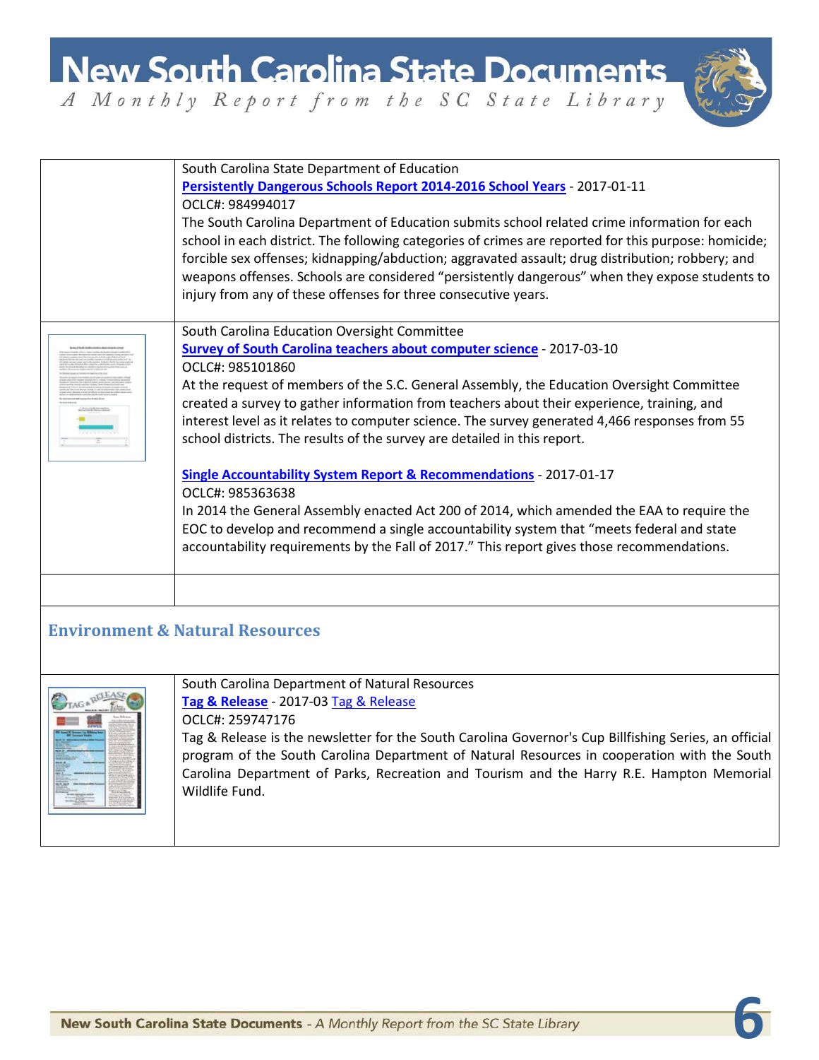South Carolina State Department of Education

**Persistently Dangerous Schools Report 2014-2016 School Years** - 2017-01-11

OCLC#: 984994017

The South Carolina Department of Education submits school related crime information for each school in each district. The following categories of crimes are reported for this purpose: homicide; forcible sex offenses; kidnapping/abduction; aggravated assault; drug distribution; robbery; and weapons offenses. Schools are considered "persistently dangerous" when they expose students to injury from any of these offenses for three consecutive years.

South Carolina Education Oversight Committee

**Survey of South Carolina teachers about computer science** - 2017-03-10

OCLC#: 985101860

At the request of members of the S.C. General Assembly, the Education Oversight Committee created a survey to gather information from teachers about their experience, training, and interest level as it relates to computer science. The survey generated 4,466 responses from 55 school districts. The results of the survey are detailed in this report.

**Single Accountability System Report & Recommendations** - 2017-01-17

OCLC#: 985363638

In 2014 the General Assembly enacted Act 200 of 2014, which amended the EAA to require the EOC to develop and recommend a single accountability system that "meets federal and state accountability requirements by the Fall of 2017." This report gives those recommendations.

## Environment & Natural Resources

South Carolina Department of Natural Resources

**Tag & Release** - 2017-03 Tag & Release

OCLC#: 259747176

Tag & Release is the newsletter for the South Carolina Governor's Cup Billfishing Series, an official program of the South Carolina Department of Natural Resources in cooperation with the South Carolina Department of Parks, Recreation and Tourism and the Harry R.E. Hampton Memorial Wildlife Fund.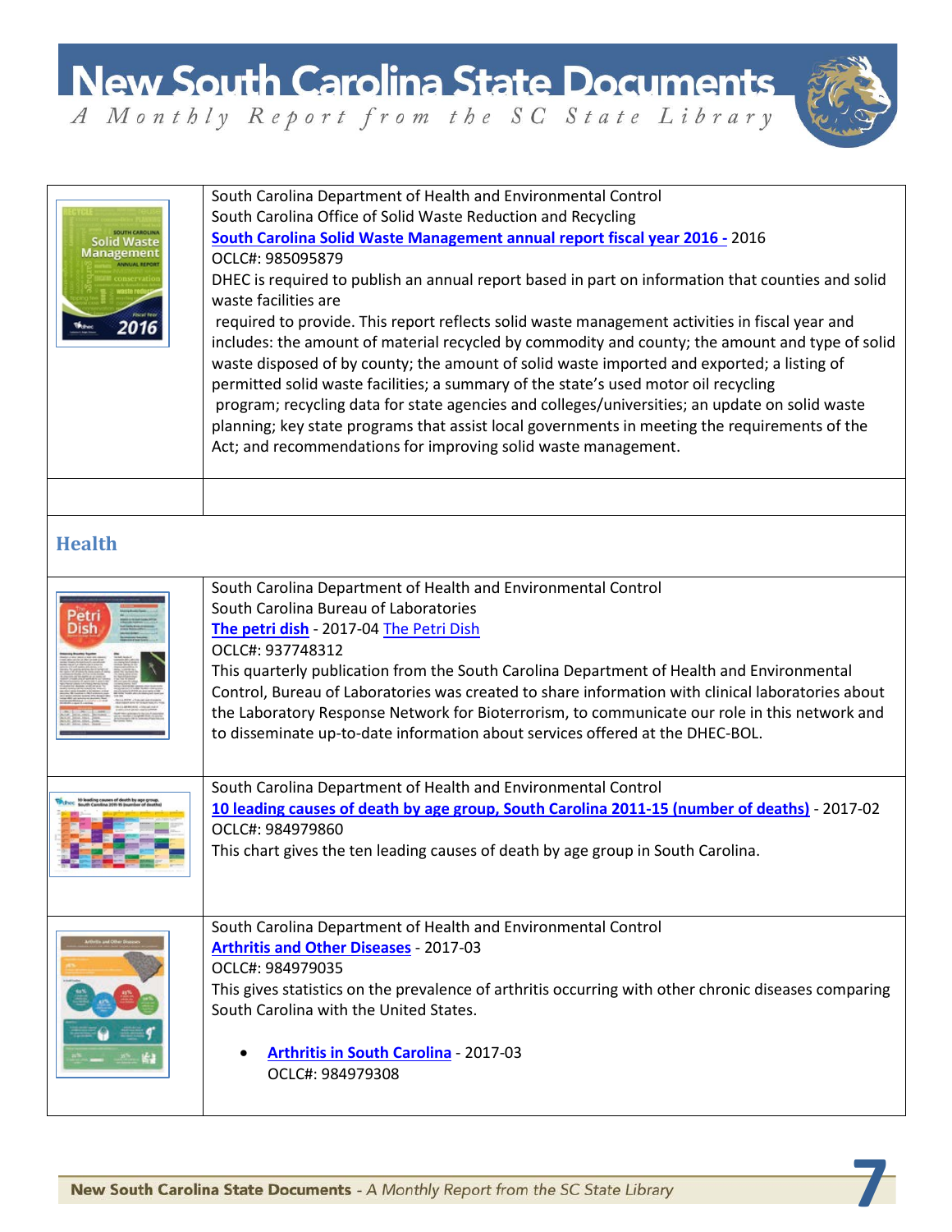South Carolina Department of Health and Environmental Control
South Carolina Office of Solid Waste Reduction and Recycling
**South Carolina Solid Waste Management annual report fiscal year 2016 -** 2016
OCLC#: 985095879
DHEC is required to publish an annual report based in part on information that counties and solid waste facilities are required to provide. This report reflects solid waste management activities in fiscal year and includes: the amount of material recycled by commodity and county; the amount and type of solid waste disposed of by county; the amount of solid waste imported and exported; a listing of permitted solid waste facilities; a summary of the state's used motor oil recycling program; recycling data for state agencies and colleges/universities; an update on solid waste planning; key state programs that assist local governments in meeting the requirements of the Act; and recommendations for improving solid waste management.

## Health

South Carolina Department of Health and Environmental Control
South Carolina Bureau of Laboratories
**The petri dish** - 2017-04 The Petri Dish
OCLC#: 937748312
This quarterly publication from the South Carolina Department of Health and Environmental Control, Bureau of Laboratories was created to share information with clinical laboratories about the Laboratory Response Network for Bioterrorism, to communicate our role in this network and to disseminate up-to-date information about services offered at the DHEC-BOL.

South Carolina Department of Health and Environmental Control
**10 leading causes of death by age group, South Carolina 2011-15 (number of deaths)** - 2017-02
OCLC#: 984979860
This chart gives the ten leading causes of death by age group in South Carolina.

South Carolina Department of Health and Environmental Control
**Arthritis and Other Diseases** - 2017-03
OCLC#: 984979035
This gives statistics on the prevalence of arthritis occurring with other chronic diseases comparing South Carolina with the United States.

- **Arthritis in South Carolina** - 2017-03
  OCLC#: 984979308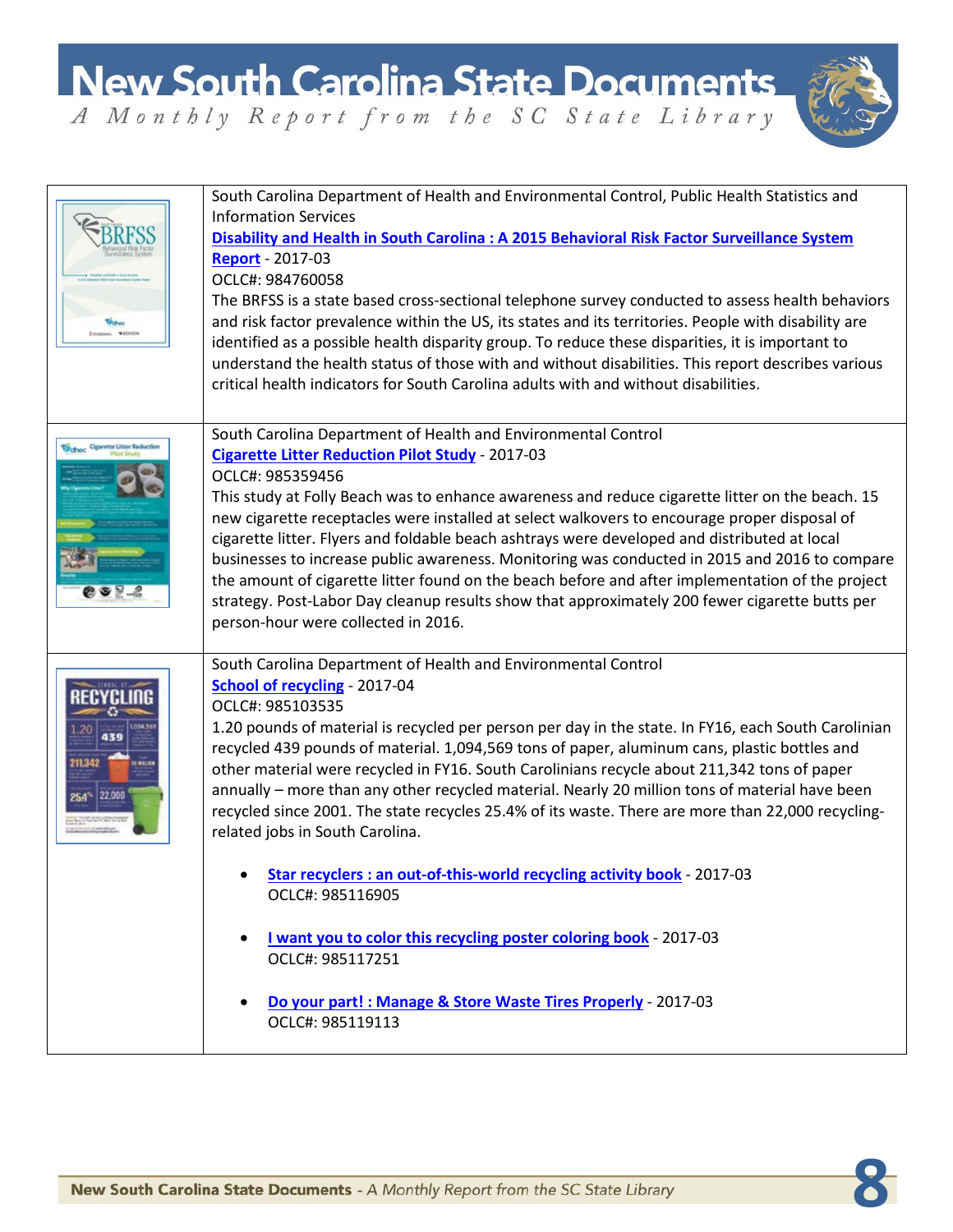South Carolina Department of Health and Environmental Control, Public Health Statistics and Information Services
**Disability and Health in South Carolina : A 2015 Behavioral Risk Factor Surveillance System Report** - 2017-03
OCLC#: 984760058
The BRFSS is a state based cross-sectional telephone survey conducted to assess health behaviors and risk factor prevalence within the US, its states and its territories. People with disability are identified as a possible health disparity group. To reduce these disparities, it is important to understand the health status of those with and without disabilities. This report describes various critical health indicators for South Carolina adults with and without disabilities.

South Carolina Department of Health and Environmental Control
**Cigarette Litter Reduction Pilot Study** - 2017-03
OCLC#: 985359456
This study at Folly Beach was to enhance awareness and reduce cigarette litter on the beach. 15 new cigarette receptacles were installed at select walkovers to encourage proper disposal of cigarette litter. Flyers and foldable beach ashtrays were developed and distributed at local businesses to increase public awareness. Monitoring was conducted in 2015 and 2016 to compare the amount of cigarette litter found on the beach before and after implementation of the project strategy. Post-Labor Day cleanup results show that approximately 200 fewer cigarette butts per person-hour were collected in 2016.

South Carolina Department of Health and Environmental Control
**School of recycling** - 2017-04
OCLC#: 985103535
1.20 pounds of material is recycled per person per day in the state. In FY16, each South Carolinian recycled 439 pounds of material. 1,094,569 tons of paper, aluminum cans, plastic bottles and other material were recycled in FY16. South Carolinians recycle about 211,342 tons of paper annually – more than any other recycled material. Nearly 20 million tons of material have been recycled since 2001. The state recycles 25.4% of its waste. There are more than 22,000 recycling-related jobs in South Carolina.

- **Star recyclers : an out-of-this-world recycling activity book** - 2017-03
  OCLC#: 985116905
- **I want you to color this recycling poster coloring book** - 2017-03
  OCLC#: 985117251
- **Do your part! : Manage & Store Waste Tires Properly** - 2017-03
  OCLC#: 985119113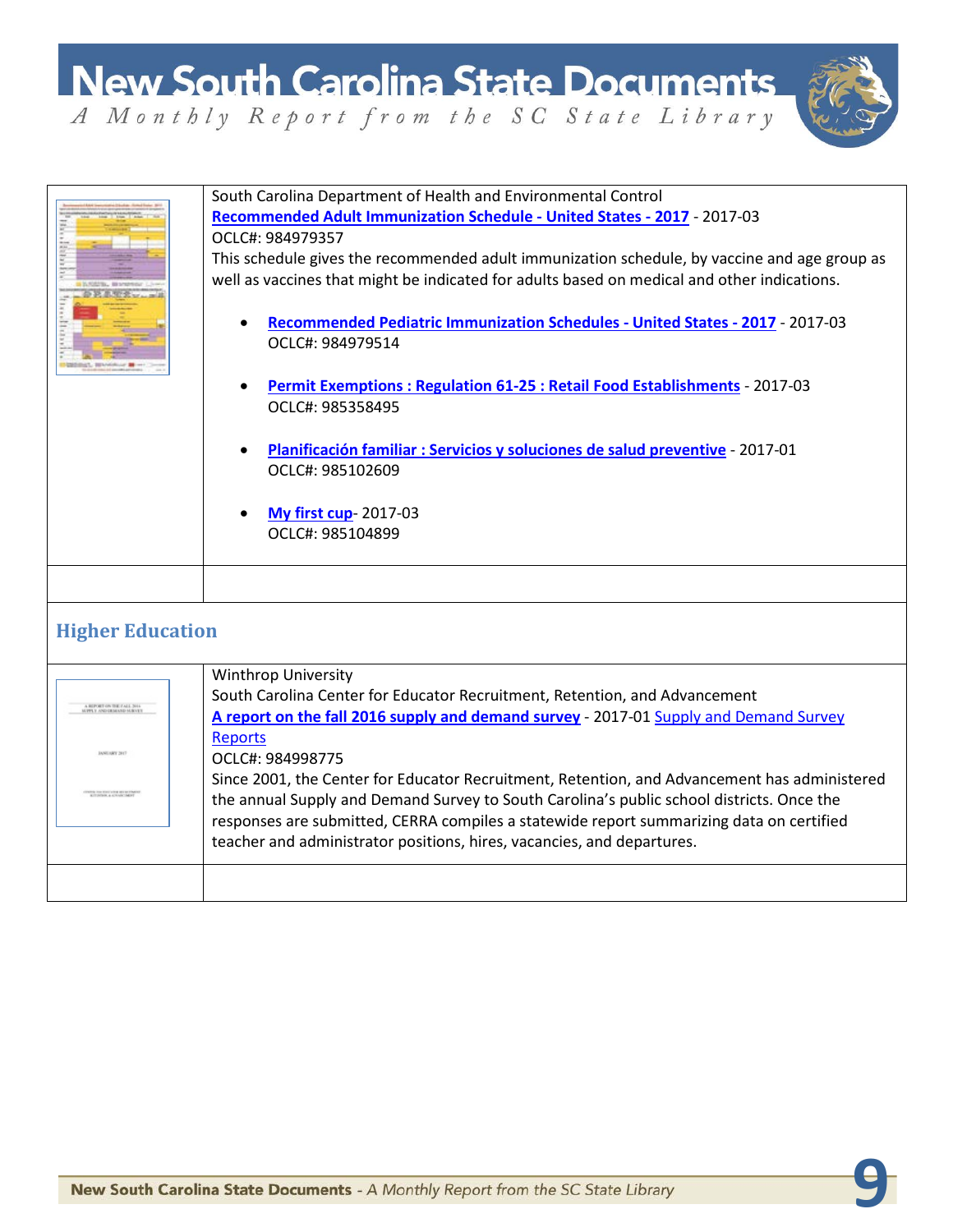South Carolina Department of Health and Environmental Control
**Recommended Adult Immunization Schedule - United States - 2017** - 2017-03
OCLC#: 984979357
This schedule gives the recommended adult immunization schedule, by vaccine and age group as well as vaccines that might be indicated for adults based on medical and other indications.

- **Recommended Pediatric Immunization Schedules - United States - 2017** - 2017-03
  OCLC#: 984979514

- **Permit Exemptions : Regulation 61-25 : Retail Food Establishments** - 2017-03
  OCLC#: 985358495

- **Planificación familiar : Servicios y soluciones de salud preventive** - 2017-01
  OCLC#: 985102609

- **My first cup**- 2017-03
  OCLC#: 985104899

## Higher Education

Winthrop University
South Carolina Center for Educator Recruitment, Retention, and Advancement
**A report on the fall 2016 supply and demand survey** - 2017-01 Supply and Demand Survey Reports
OCLC#: 984998775
Since 2001, the Center for Educator Recruitment, Retention, and Advancement has administered the annual Supply and Demand Survey to South Carolina's public school districts. Once the responses are submitted, CERRA compiles a statewide report summarizing data on certified teacher and administrator positions, hires, vacancies, and departures.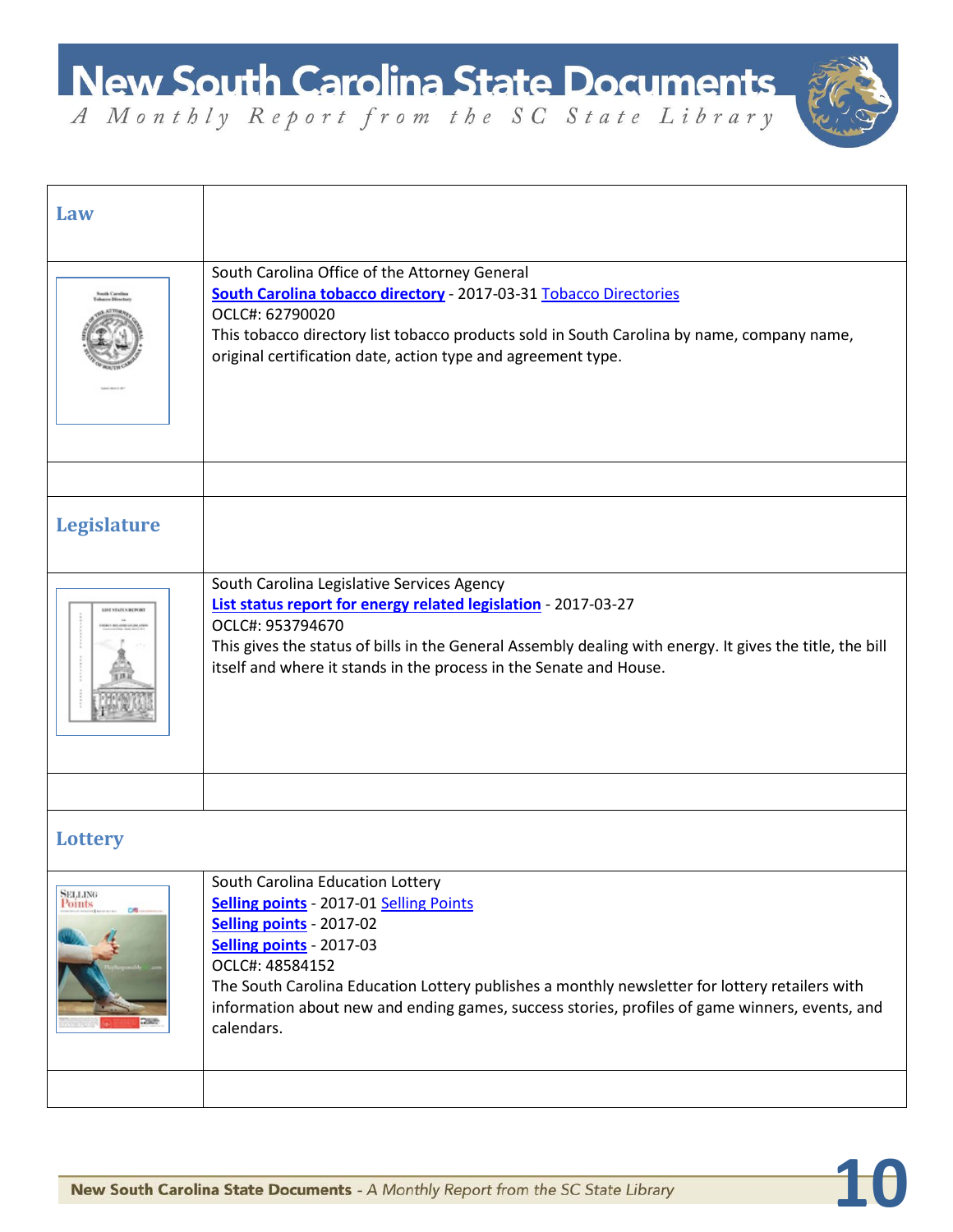## Law

South Carolina Office of the Attorney General
**South Carolina tobacco directory** - 2017-03-31 Tobacco Directories
OCLC#: 62790020
This tobacco directory list tobacco products sold in South Carolina by name, company name, original certification date, action type and agreement type.

## Legislature

South Carolina Legislative Services Agency
**List status report for energy related legislation** - 2017-03-27
OCLC#: 953794670
This gives the status of bills in the General Assembly dealing with energy. It gives the title, the bill itself and where it stands in the process in the Senate and House.

## Lottery

South Carolina Education Lottery
**Selling points** - 2017-01 Selling Points
**Selling points** - 2017-02
**Selling points** - 2017-03
OCLC#: 48584152
The South Carolina Education Lottery publishes a monthly newsletter for lottery retailers with information about new and ending games, success stories, profiles of game winners, events, and calendars.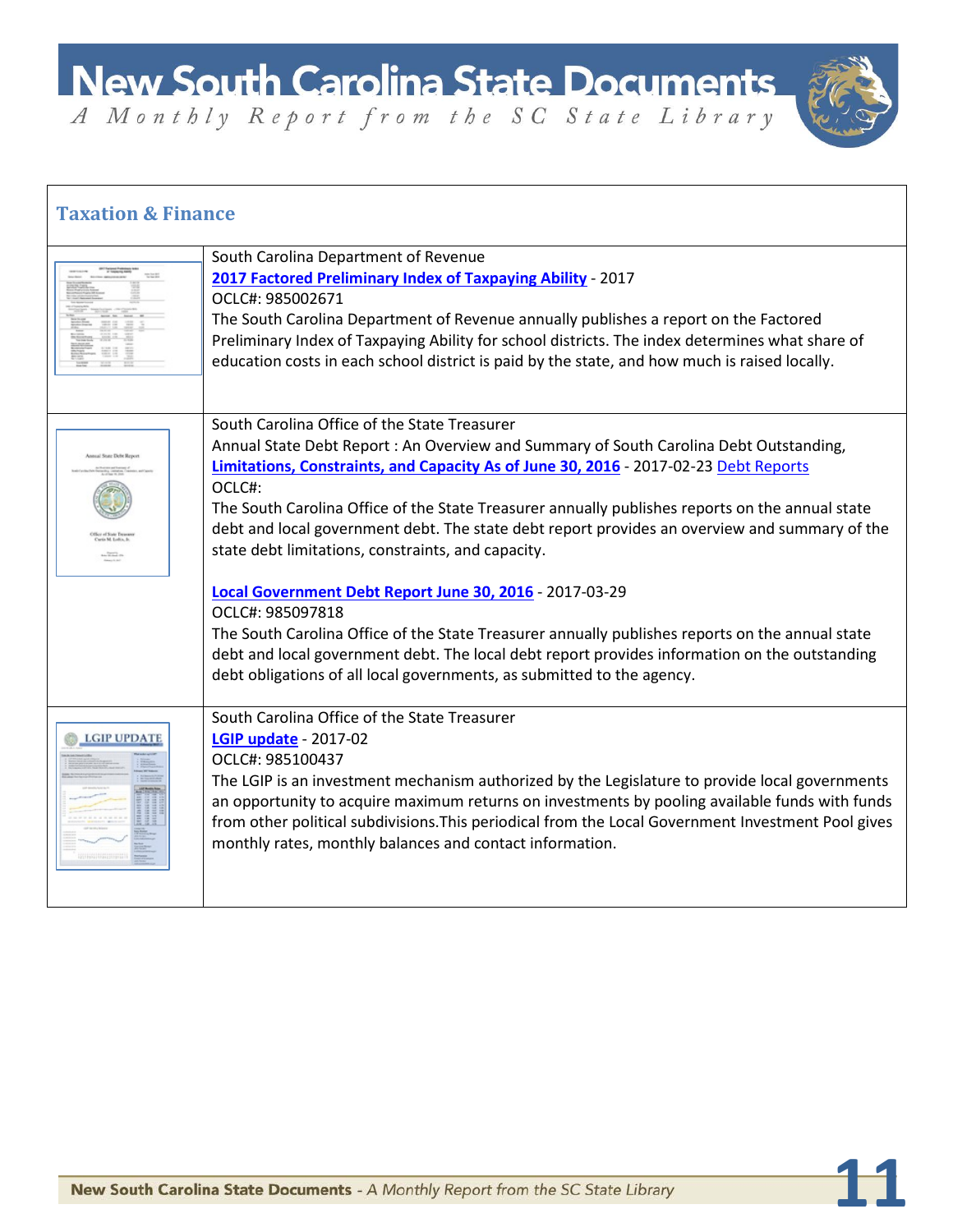## Taxation & Finance

South Carolina Department of Revenue
**2017 Factored Preliminary Index of Taxpaying Ability** - 2017
OCLC#: 985002671
The South Carolina Department of Revenue annually publishes a report on the Factored Preliminary Index of Taxpaying Ability for school districts. The index determines what share of education costs in each school district is paid by the state, and how much is raised locally.

South Carolina Office of the State Treasurer
Annual State Debt Report : An Overview and Summary of South Carolina Debt Outstanding, **Limitations, Constraints, and Capacity As of June 30, 2016** - 2017-02-23 Debt Reports
OCLC#:
The South Carolina Office of the State Treasurer annually publishes reports on the annual state debt and local government debt. The state debt report provides an overview and summary of the state debt limitations, constraints, and capacity.

**Local Government Debt Report June 30, 2016** - 2017-03-29
OCLC#: 985097818
The South Carolina Office of the State Treasurer annually publishes reports on the annual state debt and local government debt. The local debt report provides information on the outstanding debt obligations of all local governments, as submitted to the agency.

South Carolina Office of the State Treasurer
**LGIP update** - 2017-02
OCLC#: 985100437
The LGIP is an investment mechanism authorized by the Legislature to provide local governments an opportunity to acquire maximum returns on investments by pooling available funds with funds from other political subdivisions.This periodical from the Local Government Investment Pool gives monthly rates, monthly balances and contact information.